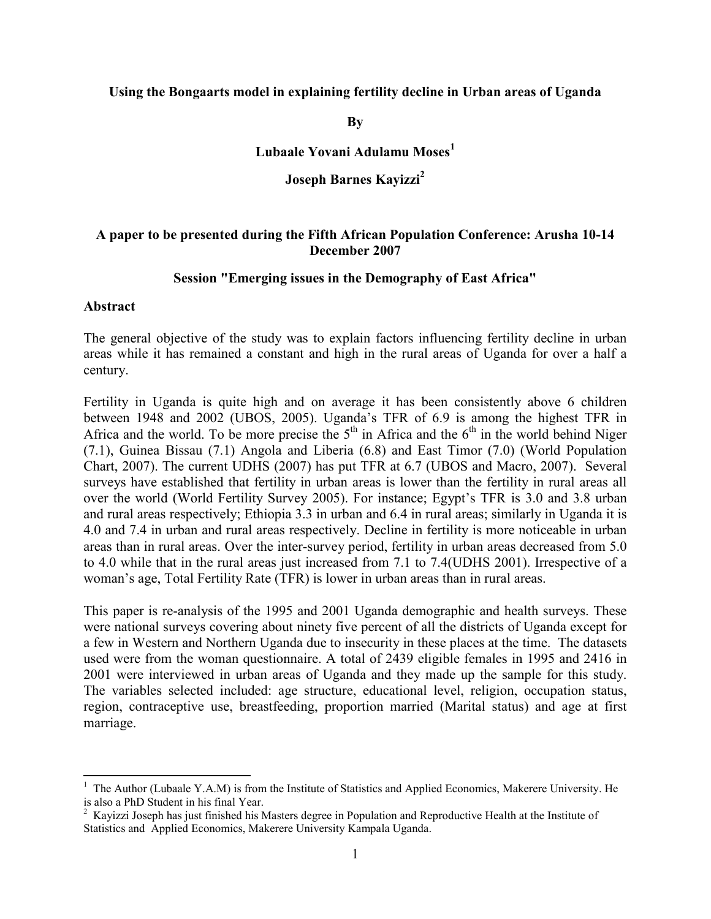# Using the Bongaarts model in explaining fertility decline in Urban areas of Uganda

**By**

**Lubaale Yovani Adulamu Moses[1]**

**Joseph Barnes Kayizzi[2]**

**A paper to be presented during the Fifth African Population Conference: Arusha 10-14 December 2007**

**Session "Emerging issues in the Demography of East Africa"**

## Abstract

The general objective of the study was to explain factors influencing fertility decline in urban areas while it has remained a constant and high in the rural areas of Uganda for over a half a century.

Fertility in Uganda is quite high and on average it has been consistently above 6 children between 1948 and 2002 (UBOS, 2005). Uganda's TFR of 6.9 is among the highest TFR in Africa and the world. To be more precise the 5th in Africa and the 6th in the world behind Niger (7.1), Guinea Bissau (7.1) Angola and Liberia (6.8) and East Timor (7.0) (World Population Chart, 2007). The current UDHS (2007) has put TFR at 6.7 (UBOS and Macro, 2007). Several surveys have established that fertility in urban areas is lower than the fertility in rural areas all over the world (World Fertility Survey 2005). For instance; Egypt's TFR is 3.0 and 3.8 urban and rural areas respectively; Ethiopia 3.3 in urban and 6.4 in rural areas; similarly in Uganda it is 4.0 and 7.4 in urban and rural areas respectively. Decline in fertility is more noticeable in urban areas than in rural areas. Over the inter-survey period, fertility in urban areas decreased from 5.0 to 4.0 while that in the rural areas just increased from 7.1 to 7.4(UDHS 2001). Irrespective of a woman's age, Total Fertility Rate (TFR) is lower in urban areas than in rural areas.

This paper is re-analysis of the 1995 and 2001 Uganda demographic and health surveys. These were national surveys covering about ninety five percent of all the districts of Uganda except for a few in Western and Northern Uganda due to insecurity in these places at the time. The datasets used were from the woman questionnaire. A total of 2439 eligible females in 1995 and 2416 in 2001 were interviewed in urban areas of Uganda and they made up the sample for this study. The variables selected included: age structure, educational level, religion, occupation status, region, contraceptive use, breastfeeding, proportion married (Marital status) and age at first marriage.

---

[1] The Author (Lubaale Y.A.M) is from the Institute of Statistics and Applied Economics, Makerere University. He is also a PhD Student in his final Year.

[2] Kayizzi Joseph has just finished his Masters degree in Population and Reproductive Health at the Institute of Statistics and Applied Economics, Makerere University Kampala Uganda.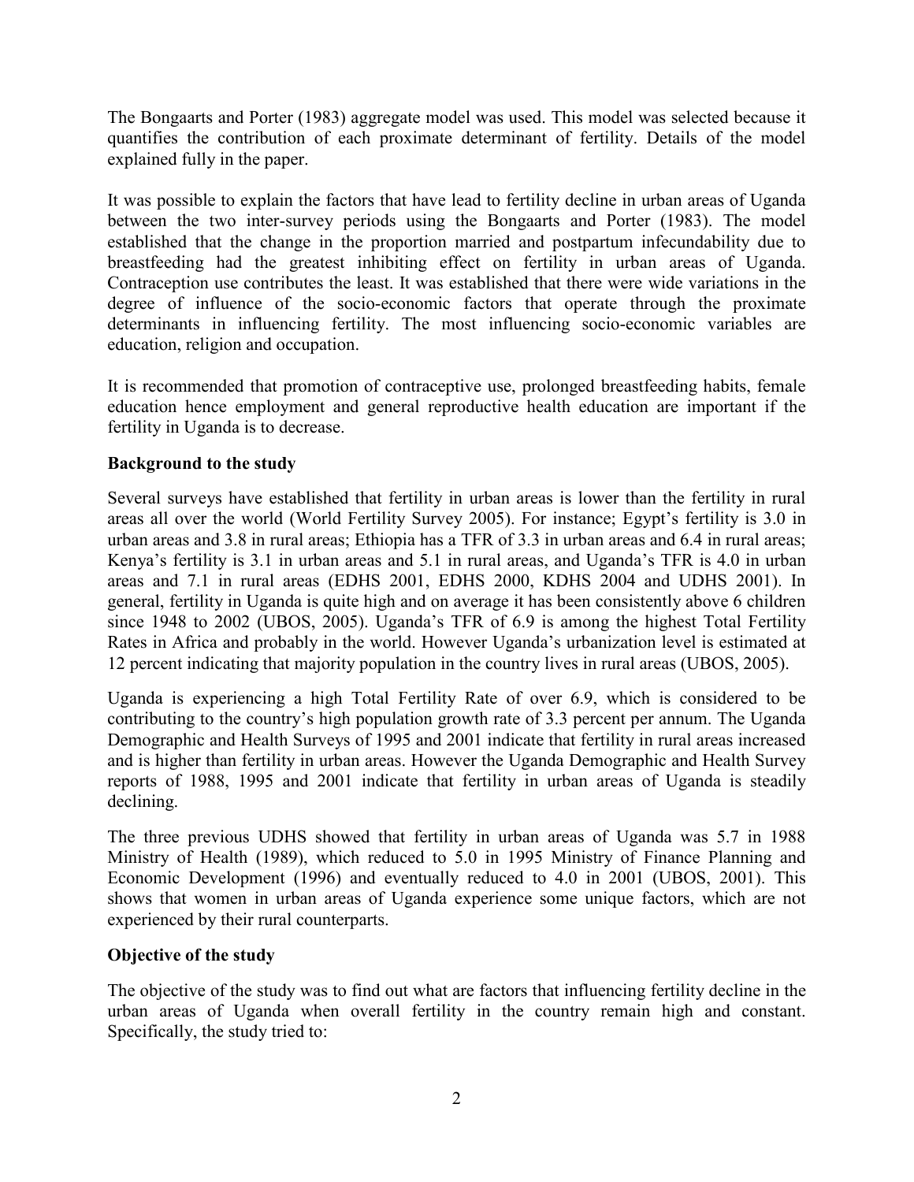The Bongaarts and Porter (1983) aggregate model was used. This model was selected because it quantifies the contribution of each proximate determinant of fertility. Details of the model explained fully in the paper.

It was possible to explain the factors that have lead to fertility decline in urban areas of Uganda between the two inter-survey periods using the Bongaarts and Porter (1983). The model established that the change in the proportion married and postpartum infecundability due to breastfeeding had the greatest inhibiting effect on fertility in urban areas of Uganda. Contraception use contributes the least. It was established that there were wide variations in the degree of influence of the socio-economic factors that operate through the proximate determinants in influencing fertility. The most influencing socio-economic variables are education, religion and occupation.

It is recommended that promotion of contraceptive use, prolonged breastfeeding habits, female education hence employment and general reproductive health education are important if the fertility in Uganda is to decrease.

**Background to the study**

Several surveys have established that fertility in urban areas is lower than the fertility in rural areas all over the world (World Fertility Survey 2005). For instance; Egypt's fertility is 3.0 in urban areas and 3.8 in rural areas; Ethiopia has a TFR of 3.3 in urban areas and 6.4 in rural areas; Kenya's fertility is 3.1 in urban areas and 5.1 in rural areas, and Uganda's TFR is 4.0 in urban areas and 7.1 in rural areas (EDHS 2001, EDHS 2000, KDHS 2004 and UDHS 2001). In general, fertility in Uganda is quite high and on average it has been consistently above 6 children since 1948 to 2002 (UBOS, 2005). Uganda's TFR of 6.9 is among the highest Total Fertility Rates in Africa and probably in the world. However Uganda's urbanization level is estimated at 12 percent indicating that majority population in the country lives in rural areas (UBOS, 2005).

Uganda is experiencing a high Total Fertility Rate of over 6.9, which is considered to be contributing to the country's high population growth rate of 3.3 percent per annum. The Uganda Demographic and Health Surveys of 1995 and 2001 indicate that fertility in rural areas increased and is higher than fertility in urban areas. However the Uganda Demographic and Health Survey reports of 1988, 1995 and 2001 indicate that fertility in urban areas of Uganda is steadily declining.

The three previous UDHS showed that fertility in urban areas of Uganda was 5.7 in 1988 Ministry of Health (1989), which reduced to 5.0 in 1995 Ministry of Finance Planning and Economic Development (1996) and eventually reduced to 4.0 in 2001 (UBOS, 2001). This shows that women in urban areas of Uganda experience some unique factors, which are not experienced by their rural counterparts.

**Objective of the study**

The objective of the study was to find out what are factors that influencing fertility decline in the urban areas of Uganda when overall fertility in the country remain high and constant. Specifically, the study tried to: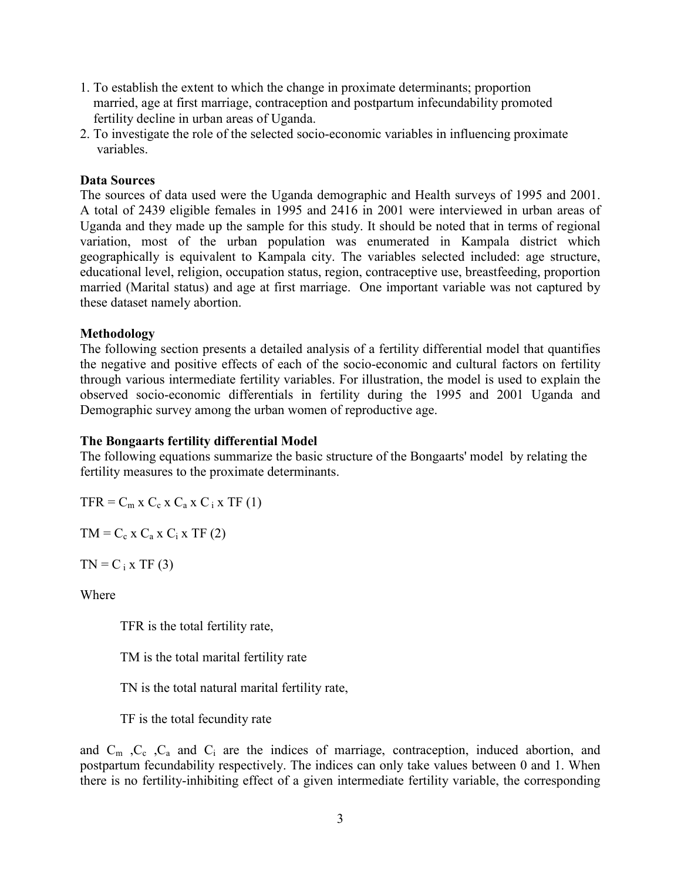1. To establish the extent to which the change in proximate determinants; proportion married, age at first marriage, contraception and postpartum infecundability promoted fertility decline in urban areas of Uganda.
2. To investigate the role of the selected socio-economic variables in influencing proximate variables.

**Data Sources**

The sources of data used were the Uganda demographic and Health surveys of 1995 and 2001. A total of 2439 eligible females in 1995 and 2416 in 2001 were interviewed in urban areas of Uganda and they made up the sample for this study. It should be noted that in terms of regional variation, most of the urban population was enumerated in Kampala district which geographically is equivalent to Kampala city. The variables selected included: age structure, educational level, religion, occupation status, region, contraceptive use, breastfeeding, proportion married (Marital status) and age at first marriage. One important variable was not captured by these dataset namely abortion.

**Methodology**

The following section presents a detailed analysis of a fertility differential model that quantifies the negative and positive effects of each of the socio-economic and cultural factors on fertility through various intermediate fertility variables. For illustration, the model is used to explain the observed socio-economic differentials in fertility during the 1995 and 2001 Uganda and Demographic survey among the urban women of reproductive age.

**The Bongaarts fertility differential Model**

The following equations summarize the basic structure of the Bongaarts' model by relating the fertility measures to the proximate determinants.

$TFR = C_m \times C_c \times C_a \times C_i \times TF$ (1)

$TM = C_c \times C_a \times C_i \times TF$ (2)

$TN = C_i \times TF$ (3)

Where

TFR is the total fertility rate,

TM is the total marital fertility rate

TN is the total natural marital fertility rate,

TF is the total fecundity rate

and $C_m$ ,$C_c$ ,$C_a$ and $C_i$ are the indices of marriage, contraception, induced abortion, and postpartum fecundability respectively. The indices can only take values between 0 and 1. When there is no fertility-inhibiting effect of a given intermediate fertility variable, the corresponding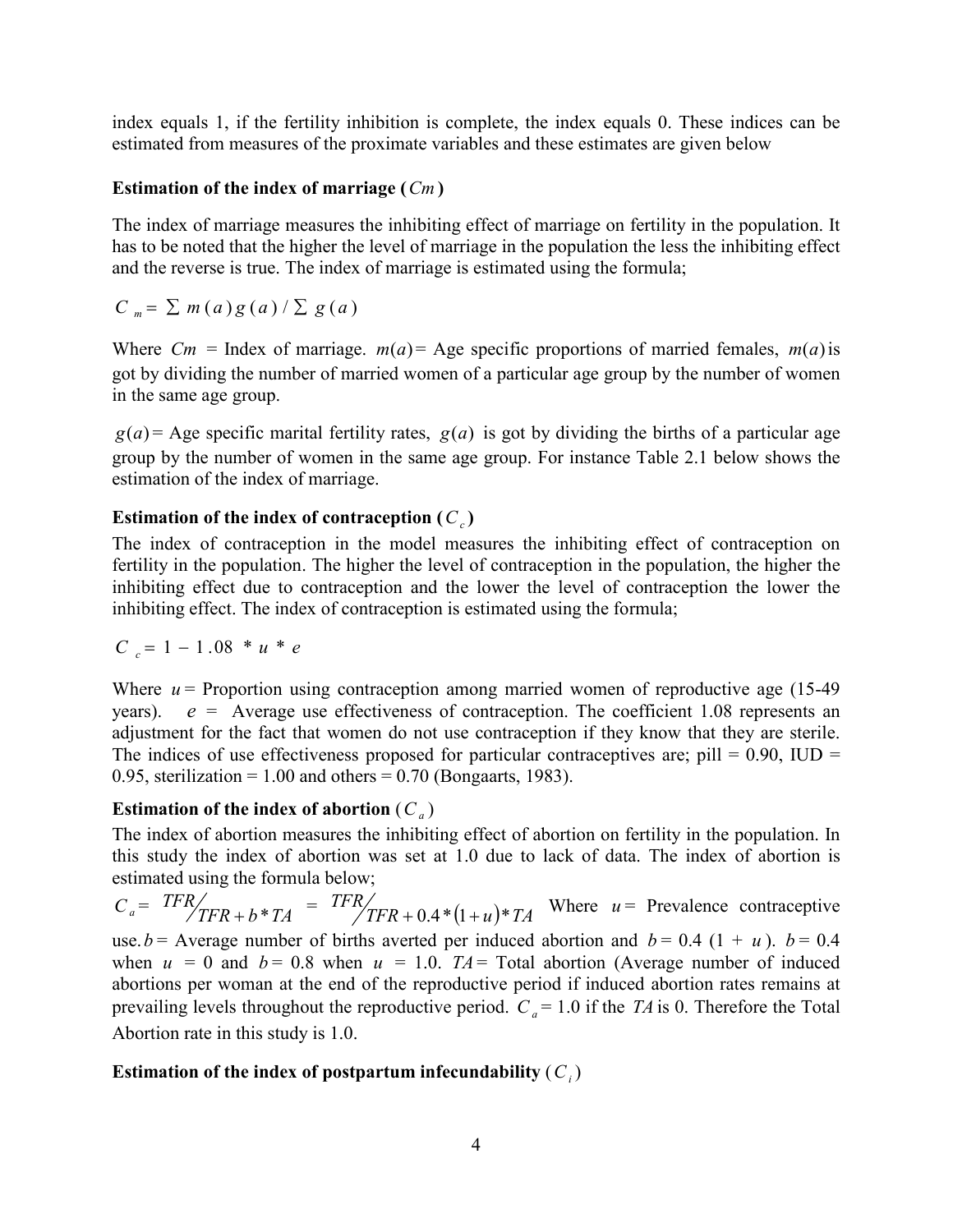index equals 1, if the fertility inhibition is complete, the index equals 0. These indices can be estimated from measures of the proximate variables and these estimates are given below

**Estimation of the index of marriage ($Cm$)**

The index of marriage measures the inhibiting effect of marriage on fertility in the population. It has to be noted that the higher the level of marriage in the population the less the inhibiting effect and the reverse is true. The index of marriage is estimated using the formula;

$$C_m = \sum m(a) g(a) / \sum g(a)$$

Where $Cm$ = Index of marriage. $m(a)$ = Age specific proportions of married females, $m(a)$ is got by dividing the number of married women of a particular age group by the number of women in the same age group.

$g(a)$ = Age specific marital fertility rates, $g(a)$ is got by dividing the births of a particular age group by the number of women in the same age group. For instance Table 2.1 below shows the estimation of the index of marriage.

**Estimation of the index of contraception ($C_c$)**

The index of contraception in the model measures the inhibiting effect of contraception on fertility in the population. The higher the level of contraception in the population, the higher the inhibiting effect due to contraception and the lower the level of contraception the lower the inhibiting effect. The index of contraception is estimated using the formula;

$$C_c = 1 - 1.08 * u * e$$

Where $u$ = Proportion using contraception among married women of reproductive age (15-49 years). $e$ = Average use effectiveness of contraception. The coefficient 1.08 represents an adjustment for the fact that women do not use contraception if they know that they are sterile. The indices of use effectiveness proposed for particular contraceptives are; pill = 0.90, IUD = 0.95, sterilization = 1.00 and others = 0.70 (Bongaarts, 1983).

**Estimation of the index of abortion ($C_a$)**

The index of abortion measures the inhibiting effect of abortion on fertility in the population. In this study the index of abortion was set at 1.0 due to lack of data. The index of abortion is estimated using the formula below;

$$C_a = \frac{TFR}{TFR + b * TA} = \frac{TFR}{TFR + 0.4 * (1+u) * TA}$$

Where $u$ = Prevalence contraceptive use. $b$ = Average number of births averted per induced abortion and $b$ = 0.4 (1 + $u$). $b$ = 0.4 when $u$ = 0 and $b$ = 0.8 when $u$ = 1.0. $TA$ = Total abortion (Average number of induced abortions per woman at the end of the reproductive period if induced abortion rates remains at prevailing levels throughout the reproductive period. $C_a$ = 1.0 if the $TA$ is 0. Therefore the Total Abortion rate in this study is 1.0.

**Estimation of the index of postpartum infecundability ($C_i$)**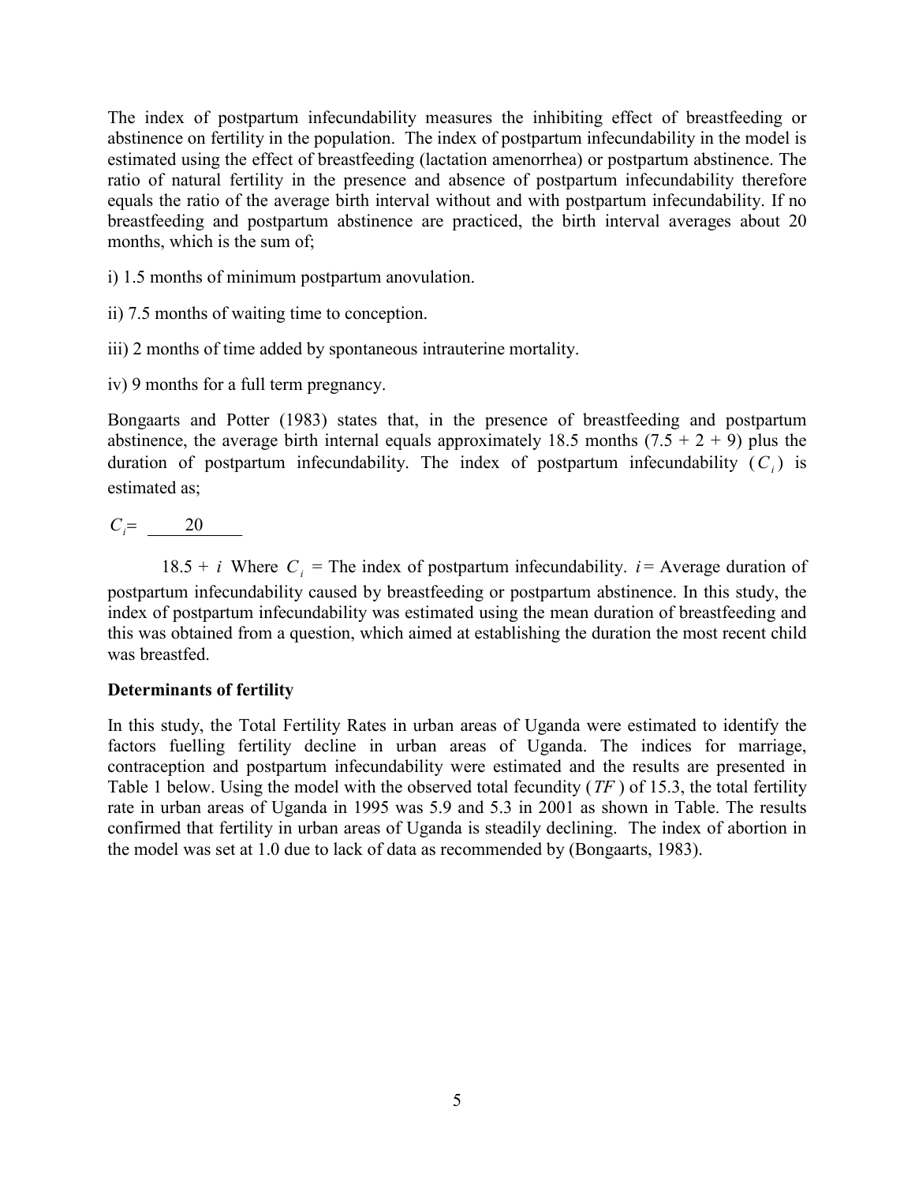The index of postpartum infecundability measures the inhibiting effect of breastfeeding or abstinence on fertility in the population. The index of postpartum infecundability in the model is estimated using the effect of breastfeeding (lactation amenorrhea) or postpartum abstinence. The ratio of natural fertility in the presence and absence of postpartum infecundability therefore equals the ratio of the average birth interval without and with postpartum infecundability. If no breastfeeding and postpartum abstinence are practiced, the birth interval averages about 20 months, which is the sum of;

i) 1.5 months of minimum postpartum anovulation.

ii) 7.5 months of waiting time to conception.

iii) 2 months of time added by spontaneous intrauterine mortality.

iv) 9 months for a full term pregnancy.

Bongaarts and Potter (1983) states that, in the presence of breastfeeding and postpartum abstinence, the average birth internal equals approximately 18.5 months (7.5 + 2 + 9) plus the duration of postpartum infecundability. The index of postpartum infecundability ($C_i$) is estimated as;

$$C_i = \frac{20}{18.5 + i}$$

Where $C_i$ = The index of postpartum infecundability. $i$ = Average duration of postpartum infecundability caused by breastfeeding or postpartum abstinence. In this study, the index of postpartum infecundability was estimated using the mean duration of breastfeeding and this was obtained from a question, which aimed at establishing the duration the most recent child was breastfed.

**Determinants of fertility**

In this study, the Total Fertility Rates in urban areas of Uganda were estimated to identify the factors fuelling fertility decline in urban areas of Uganda. The indices for marriage, contraception and postpartum infecundability were estimated and the results are presented in Table 1 below. Using the model with the observed total fecundity ($TF$) of 15.3, the total fertility rate in urban areas of Uganda in 1995 was 5.9 and 5.3 in 2001 as shown in Table. The results confirmed that fertility in urban areas of Uganda is steadily declining. The index of abortion in the model was set at 1.0 due to lack of data as recommended by (Bongaarts, 1983).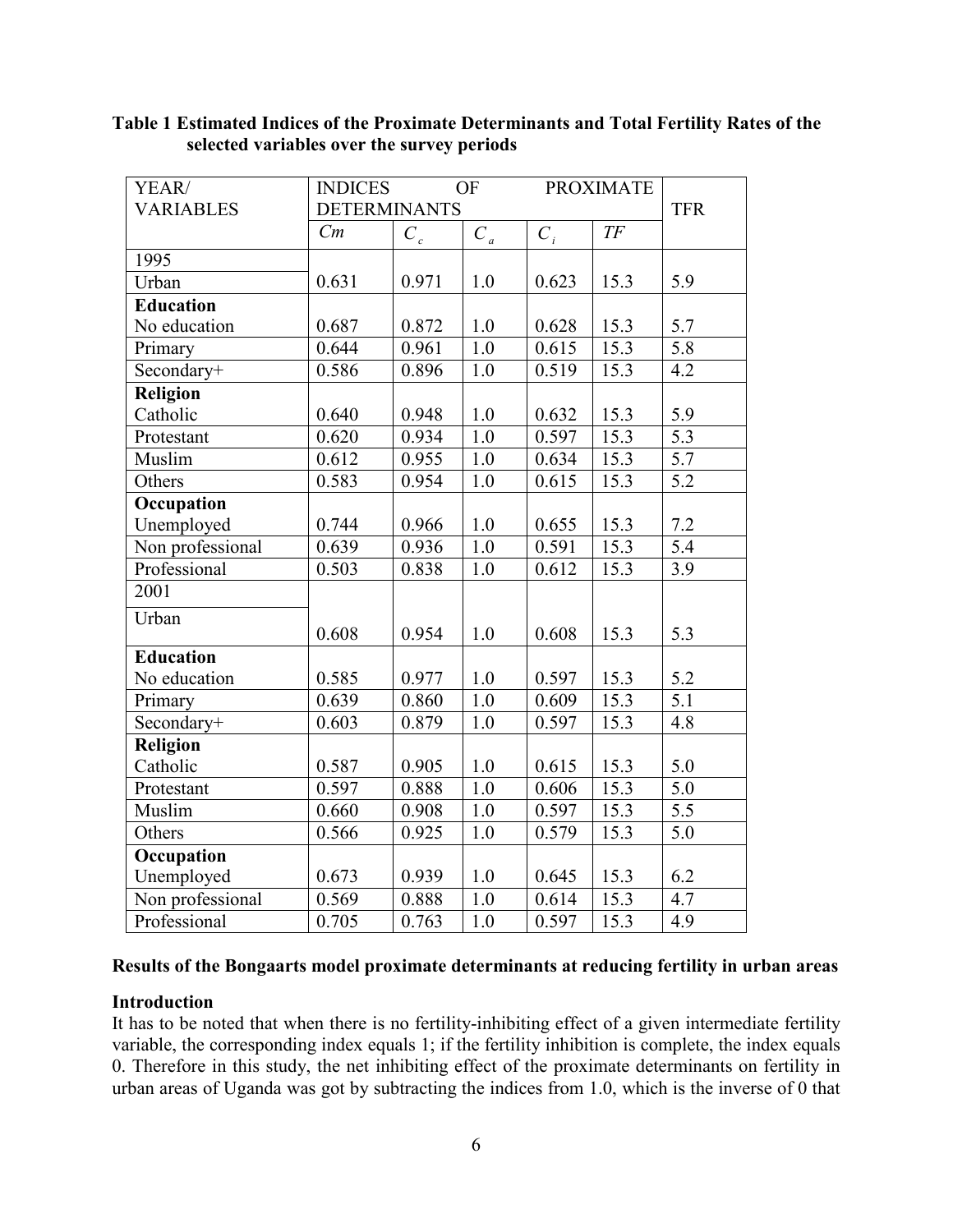**Table 1 Estimated Indices of the Proximate Determinants and Total Fertility Rates of the selected variables over the survey periods**

| YEAR/ VARIABLES | INDICES OF PROXIMATE DETERMINANTS | | | | | TFR |
|---|---|---|---|---|---|---|
| | $Cm$ | $C_c$ | $C_a$ | $C_i$ | $TF$ | |
| 1995 | | | | | | |
| Urban | 0.631 | 0.971 | 1.0 | 0.623 | 15.3 | 5.9 |
| **Education** | | | | | | |
| No education | 0.687 | 0.872 | 1.0 | 0.628 | 15.3 | 5.7 |
| Primary | 0.644 | 0.961 | 1.0 | 0.615 | 15.3 | 5.8 |
| Secondary+ | 0.586 | 0.896 | 1.0 | 0.519 | 15.3 | 4.2 |
| **Religion** | | | | | | |
| Catholic | 0.640 | 0.948 | 1.0 | 0.632 | 15.3 | 5.9 |
| Protestant | 0.620 | 0.934 | 1.0 | 0.597 | 15.3 | 5.3 |
| Muslim | 0.612 | 0.955 | 1.0 | 0.634 | 15.3 | 5.7 |
| Others | 0.583 | 0.954 | 1.0 | 0.615 | 15.3 | 5.2 |
| **Occupation** | | | | | | |
| Unemployed | 0.744 | 0.966 | 1.0 | 0.655 | 15.3 | 7.2 |
| Non professional | 0.639 | 0.936 | 1.0 | 0.591 | 15.3 | 5.4 |
| Professional | 0.503 | 0.838 | 1.0 | 0.612 | 15.3 | 3.9 |
| 2001 | | | | | | |
| Urban | 0.608 | 0.954 | 1.0 | 0.608 | 15.3 | 5.3 |
| **Education** | | | | | | |
| No education | 0.585 | 0.977 | 1.0 | 0.597 | 15.3 | 5.2 |
| Primary | 0.639 | 0.860 | 1.0 | 0.609 | 15.3 | 5.1 |
| Secondary+ | 0.603 | 0.879 | 1.0 | 0.597 | 15.3 | 4.8 |
| **Religion** | | | | | | |
| Catholic | 0.587 | 0.905 | 1.0 | 0.615 | 15.3 | 5.0 |
| Protestant | 0.597 | 0.888 | 1.0 | 0.606 | 15.3 | 5.0 |
| Muslim | 0.660 | 0.908 | 1.0 | 0.597 | 15.3 | 5.5 |
| Others | 0.566 | 0.925 | 1.0 | 0.579 | 15.3 | 5.0 |
| **Occupation** | | | | | | |
| Unemployed | 0.673 | 0.939 | 1.0 | 0.645 | 15.3 | 6.2 |
| Non professional | 0.569 | 0.888 | 1.0 | 0.614 | 15.3 | 4.7 |
| Professional | 0.705 | 0.763 | 1.0 | 0.597 | 15.3 | 4.9 |

**Results of the Bongaarts model proximate determinants at reducing fertility in urban areas**

**Introduction**

It has to be noted that when there is no fertility-inhibiting effect of a given intermediate fertility variable, the corresponding index equals 1; if the fertility inhibition is complete, the index equals 0. Therefore in this study, the net inhibiting effect of the proximate determinants on fertility in urban areas of Uganda was got by subtracting the indices from 1.0, which is the inverse of 0 that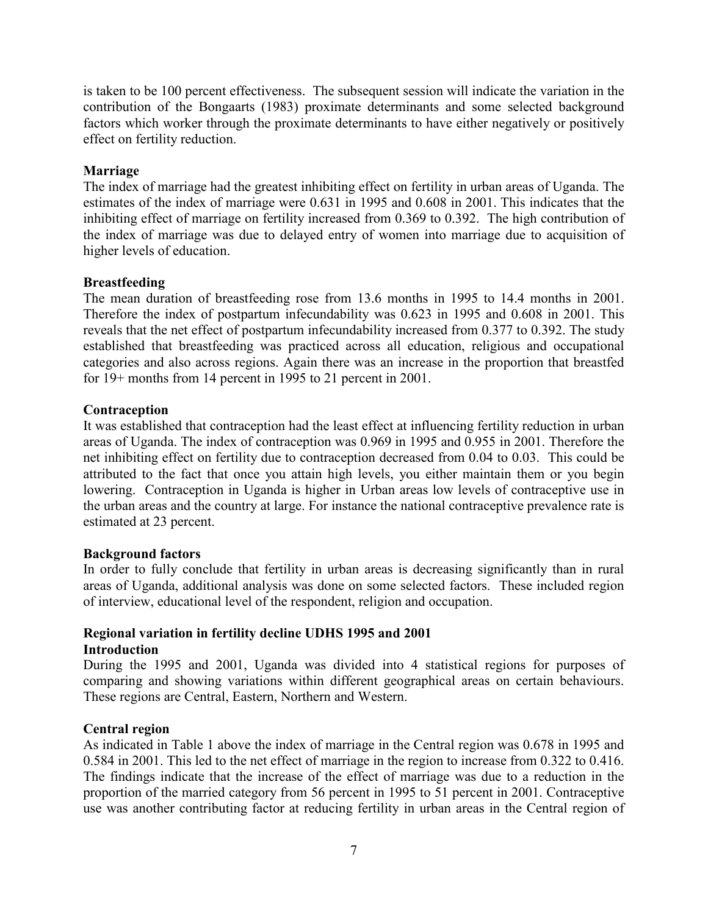is taken to be 100 percent effectiveness. The subsequent session will indicate the variation in the contribution of the Bongaarts (1983) proximate determinants and some selected background factors which worker through the proximate determinants to have either negatively or positively effect on fertility reduction.

**Marriage**

The index of marriage had the greatest inhibiting effect on fertility in urban areas of Uganda. The estimates of the index of marriage were 0.631 in 1995 and 0.608 in 2001. This indicates that the inhibiting effect of marriage on fertility increased from 0.369 to 0.392. The high contribution of the index of marriage was due to delayed entry of women into marriage due to acquisition of higher levels of education.

**Breastfeeding**

The mean duration of breastfeeding rose from 13.6 months in 1995 to 14.4 months in 2001. Therefore the index of postpartum infecundability was 0.623 in 1995 and 0.608 in 2001. This reveals that the net effect of postpartum infecundability increased from 0.377 to 0.392. The study established that breastfeeding was practiced across all education, religious and occupational categories and also across regions. Again there was an increase in the proportion that breastfed for 19+ months from 14 percent in 1995 to 21 percent in 2001.

**Contraception**

It was established that contraception had the least effect at influencing fertility reduction in urban areas of Uganda. The index of contraception was 0.969 in 1995 and 0.955 in 2001. Therefore the net inhibiting effect on fertility due to contraception decreased from 0.04 to 0.03. This could be attributed to the fact that once you attain high levels, you either maintain them or you begin lowering. Contraception in Uganda is higher in Urban areas low levels of contraceptive use in the urban areas and the country at large. For instance the national contraceptive prevalence rate is estimated at 23 percent.

**Background factors**

In order to fully conclude that fertility in urban areas is decreasing significantly than in rural areas of Uganda, additional analysis was done on some selected factors. These included region of interview, educational level of the respondent, religion and occupation.

**Regional variation in fertility decline UDHS 1995 and 2001**

**Introduction**

During the 1995 and 2001, Uganda was divided into 4 statistical regions for purposes of comparing and showing variations within different geographical areas on certain behaviours. These regions are Central, Eastern, Northern and Western.

**Central region**

As indicated in Table 1 above the index of marriage in the Central region was 0.678 in 1995 and 0.584 in 2001. This led to the net effect of marriage in the region to increase from 0.322 to 0.416. The findings indicate that the increase of the effect of marriage was due to a reduction in the proportion of the married category from 56 percent in 1995 to 51 percent in 2001. Contraceptive use was another contributing factor at reducing fertility in urban areas in the Central region of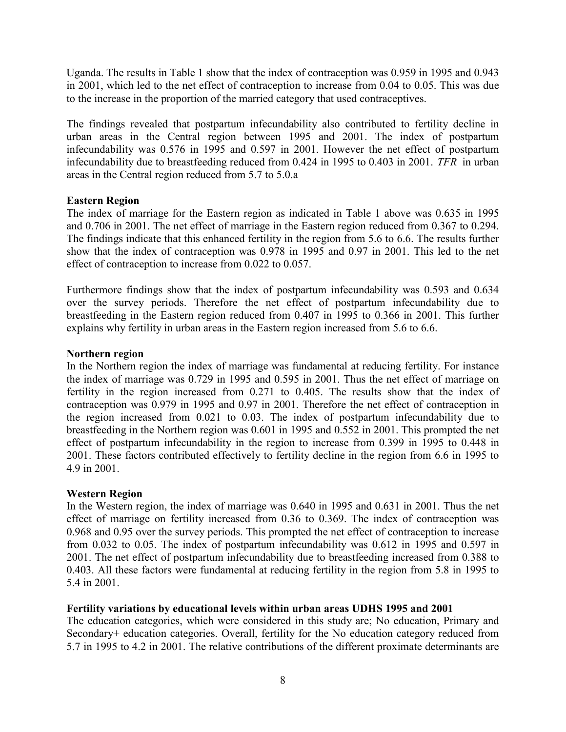Uganda. The results in Table 1 show that the index of contraception was 0.959 in 1995 and 0.943 in 2001, which led to the net effect of contraception to increase from 0.04 to 0.05. This was due to the increase in the proportion of the married category that used contraceptives.

The findings revealed that postpartum infecundability also contributed to fertility decline in urban areas in the Central region between 1995 and 2001. The index of postpartum infecundability was 0.576 in 1995 and 0.597 in 2001. However the net effect of postpartum infecundability due to breastfeeding reduced from 0.424 in 1995 to 0.403 in 2001. *TFR* in urban areas in the Central region reduced from 5.7 to 5.0.a

**Eastern Region**

The index of marriage for the Eastern region as indicated in Table 1 above was 0.635 in 1995 and 0.706 in 2001. The net effect of marriage in the Eastern region reduced from 0.367 to 0.294. The findings indicate that this enhanced fertility in the region from 5.6 to 6.6. The results further show that the index of contraception was 0.978 in 1995 and 0.97 in 2001. This led to the net effect of contraception to increase from 0.022 to 0.057.

Furthermore findings show that the index of postpartum infecundability was 0.593 and 0.634 over the survey periods. Therefore the net effect of postpartum infecundability due to breastfeeding in the Eastern region reduced from 0.407 in 1995 to 0.366 in 2001. This further explains why fertility in urban areas in the Eastern region increased from 5.6 to 6.6.

**Northern region**

In the Northern region the index of marriage was fundamental at reducing fertility. For instance the index of marriage was 0.729 in 1995 and 0.595 in 2001. Thus the net effect of marriage on fertility in the region increased from 0.271 to 0.405. The results show that the index of contraception was 0.979 in 1995 and 0.97 in 2001. Therefore the net effect of contraception in the region increased from 0.021 to 0.03. The index of postpartum infecundability due to breastfeeding in the Northern region was 0.601 in 1995 and 0.552 in 2001. This prompted the net effect of postpartum infecundability in the region to increase from 0.399 in 1995 to 0.448 in 2001. These factors contributed effectively to fertility decline in the region from 6.6 in 1995 to 4.9 in 2001.

**Western Region**

In the Western region, the index of marriage was 0.640 in 1995 and 0.631 in 2001. Thus the net effect of marriage on fertility increased from 0.36 to 0.369. The index of contraception was 0.968 and 0.95 over the survey periods. This prompted the net effect of contraception to increase from 0.032 to 0.05. The index of postpartum infecundability was 0.612 in 1995 and 0.597 in 2001. The net effect of postpartum infecundability due to breastfeeding increased from 0.388 to 0.403. All these factors were fundamental at reducing fertility in the region from 5.8 in 1995 to 5.4 in 2001.

**Fertility variations by educational levels within urban areas UDHS 1995 and 2001**

The education categories, which were considered in this study are; No education, Primary and Secondary+ education categories. Overall, fertility for the No education category reduced from 5.7 in 1995 to 4.2 in 2001. The relative contributions of the different proximate determinants are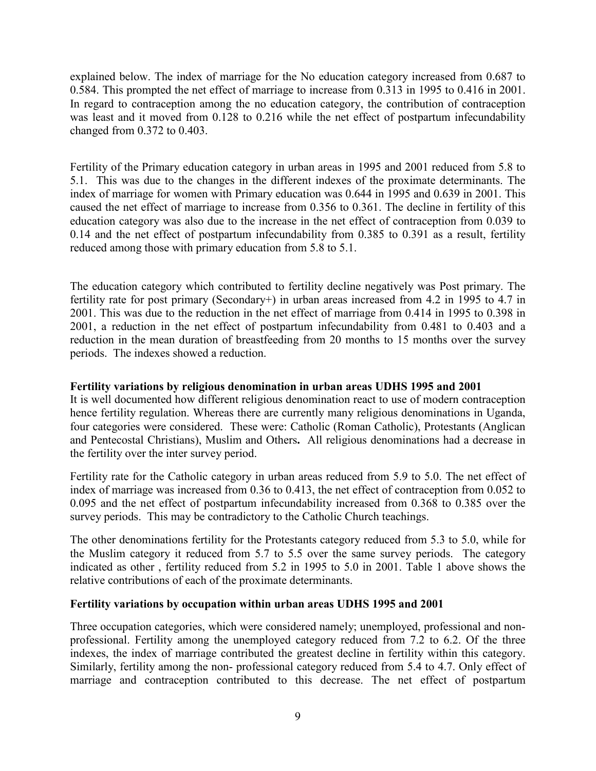explained below. The index of marriage for the No education category increased from 0.687 to 0.584. This prompted the net effect of marriage to increase from 0.313 in 1995 to 0.416 in 2001. In regard to contraception among the no education category, the contribution of contraception was least and it moved from 0.128 to 0.216 while the net effect of postpartum infecundability changed from 0.372 to 0.403.

Fertility of the Primary education category in urban areas in 1995 and 2001 reduced from 5.8 to 5.1. This was due to the changes in the different indexes of the proximate determinants. The index of marriage for women with Primary education was 0.644 in 1995 and 0.639 in 2001. This caused the net effect of marriage to increase from 0.356 to 0.361. The decline in fertility of this education category was also due to the increase in the net effect of contraception from 0.039 to 0.14 and the net effect of postpartum infecundability from 0.385 to 0.391 as a result, fertility reduced among those with primary education from 5.8 to 5.1.

The education category which contributed to fertility decline negatively was Post primary. The fertility rate for post primary (Secondary+) in urban areas increased from 4.2 in 1995 to 4.7 in 2001. This was due to the reduction in the net effect of marriage from 0.414 in 1995 to 0.398 in 2001, a reduction in the net effect of postpartum infecundability from 0.481 to 0.403 and a reduction in the mean duration of breastfeeding from 20 months to 15 months over the survey periods. The indexes showed a reduction.

**Fertility variations by religious denomination in urban areas UDHS 1995 and 2001**

It is well documented how different religious denomination react to use of modern contraception hence fertility regulation. Whereas there are currently many religious denominations in Uganda, four categories were considered. These were: Catholic (Roman Catholic), Protestants (Anglican and Pentecostal Christians), Muslim and Others**.** All religious denominations had a decrease in the fertility over the inter survey period.

Fertility rate for the Catholic category in urban areas reduced from 5.9 to 5.0. The net effect of index of marriage was increased from 0.36 to 0.413, the net effect of contraception from 0.052 to 0.095 and the net effect of postpartum infecundability increased from 0.368 to 0.385 over the survey periods. This may be contradictory to the Catholic Church teachings.

The other denominations fertility for the Protestants category reduced from 5.3 to 5.0, while for the Muslim category it reduced from 5.7 to 5.5 over the same survey periods. The category indicated as other , fertility reduced from 5.2 in 1995 to 5.0 in 2001. Table 1 above shows the relative contributions of each of the proximate determinants.

**Fertility variations by occupation within urban areas UDHS 1995 and 2001**

Three occupation categories, which were considered namely; unemployed, professional and non-professional. Fertility among the unemployed category reduced from 7.2 to 6.2. Of the three indexes, the index of marriage contributed the greatest decline in fertility within this category. Similarly, fertility among the non- professional category reduced from 5.4 to 4.7. Only effect of marriage and contraception contributed to this decrease. The net effect of postpartum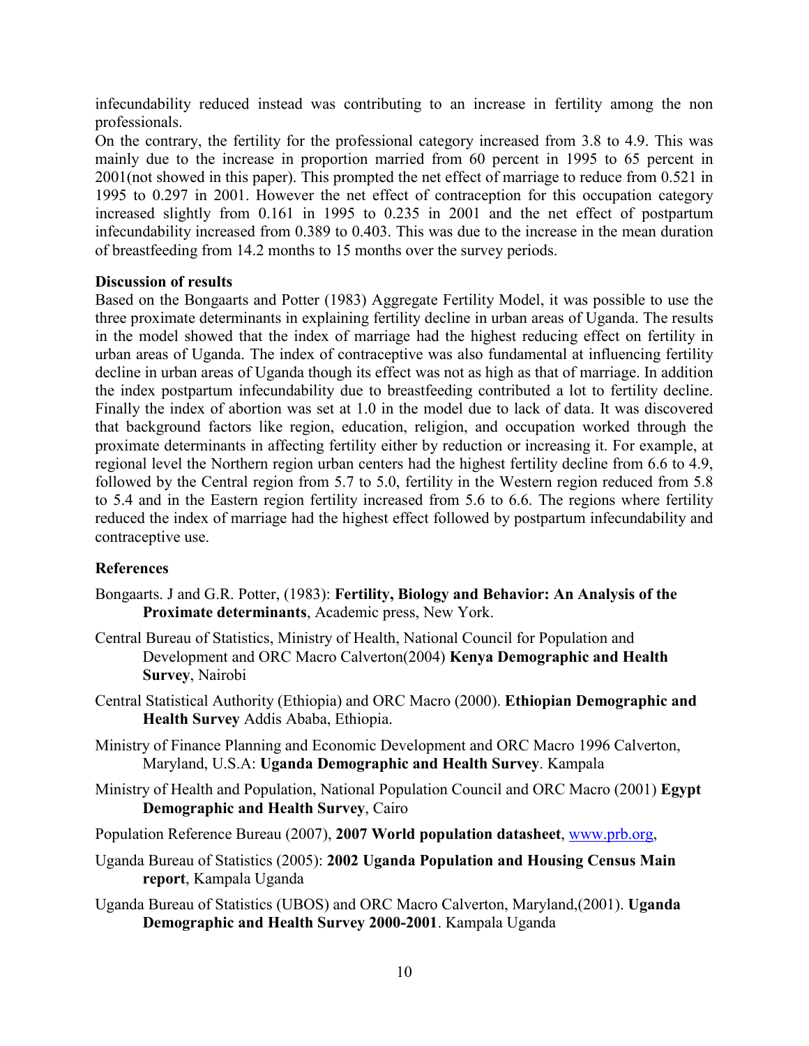infecundability reduced instead was contributing to an increase in fertility among the non professionals.

On the contrary, the fertility for the professional category increased from 3.8 to 4.9. This was mainly due to the increase in proportion married from 60 percent in 1995 to 65 percent in 2001(not showed in this paper). This prompted the net effect of marriage to reduce from 0.521 in 1995 to 0.297 in 2001. However the net effect of contraception for this occupation category increased slightly from 0.161 in 1995 to 0.235 in 2001 and the net effect of postpartum infecundability increased from 0.389 to 0.403. This was due to the increase in the mean duration of breastfeeding from 14.2 months to 15 months over the survey periods.

**Discussion of results**

Based on the Bongaarts and Potter (1983) Aggregate Fertility Model, it was possible to use the three proximate determinants in explaining fertility decline in urban areas of Uganda. The results in the model showed that the index of marriage had the highest reducing effect on fertility in urban areas of Uganda. The index of contraceptive was also fundamental at influencing fertility decline in urban areas of Uganda though its effect was not as high as that of marriage. In addition the index postpartum infecundability due to breastfeeding contributed a lot to fertility decline. Finally the index of abortion was set at 1.0 in the model due to lack of data. It was discovered that background factors like region, education, religion, and occupation worked through the proximate determinants in affecting fertility either by reduction or increasing it. For example, at regional level the Northern region urban centers had the highest fertility decline from 6.6 to 4.9, followed by the Central region from 5.7 to 5.0, fertility in the Western region reduced from 5.8 to 5.4 and in the Eastern region fertility increased from 5.6 to 6.6. The regions where fertility reduced the index of marriage had the highest effect followed by postpartum infecundability and contraceptive use.

**References**

Bongaarts. J and G.R. Potter, (1983): **Fertility, Biology and Behavior: An Analysis of the Proximate determinants**, Academic press, New York.

Central Bureau of Statistics, Ministry of Health, National Council for Population and Development and ORC Macro Calverton(2004) **Kenya Demographic and Health Survey**, Nairobi

Central Statistical Authority (Ethiopia) and ORC Macro (2000). **Ethiopian Demographic and Health Survey** Addis Ababa, Ethiopia.

Ministry of Finance Planning and Economic Development and ORC Macro 1996 Calverton, Maryland, U.S.A: **Uganda Demographic and Health Survey**. Kampala

Ministry of Health and Population, National Population Council and ORC Macro (2001) **Egypt Demographic and Health Survey**, Cairo

Population Reference Bureau (2007), **2007 World population datasheet**, www.prb.org,

Uganda Bureau of Statistics (2005): **2002 Uganda Population and Housing Census Main report**, Kampala Uganda

Uganda Bureau of Statistics (UBOS) and ORC Macro Calverton, Maryland,(2001). **Uganda Demographic and Health Survey 2000-2001**. Kampala Uganda